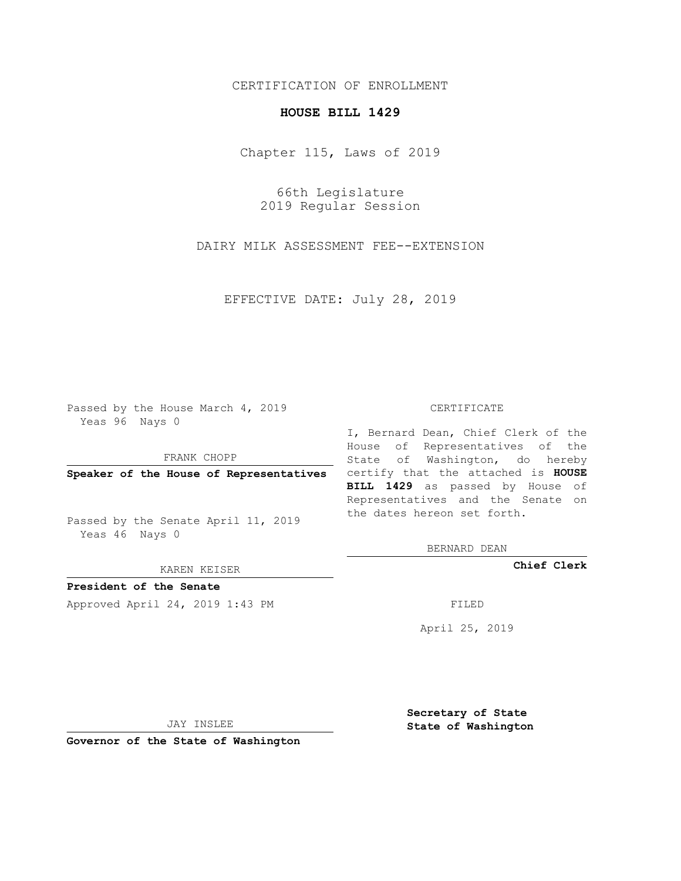CERTIFICATION OF ENROLLMENT

**HOUSE BILL 1429**

Chapter 115, Laws of 2019

66th Legislature
2019 Regular Session

DAIRY MILK ASSESSMENT FEE--EXTENSION

EFFECTIVE DATE: July 28, 2019

Passed by the House March 4, 2019
Yeas 96 Nays 0

FRANK CHOPP

**Speaker of the House of Representatives**

Passed by the Senate April 11, 2019
Yeas 46 Nays 0

KAREN KEISER

**President of the Senate**

Approved April 24, 2019 1:43 PM

JAY INSLEE

**Governor of the State of Washington**

CERTIFICATE

I, Bernard Dean, Chief Clerk of the House of Representatives of the State of Washington, do hereby certify that the attached is **HOUSE BILL 1429** as passed by House of Representatives and the Senate on the dates hereon set forth.

BERNARD DEAN

**Chief Clerk**

FILED

April 25, 2019

**Secretary of State**
**State of Washington**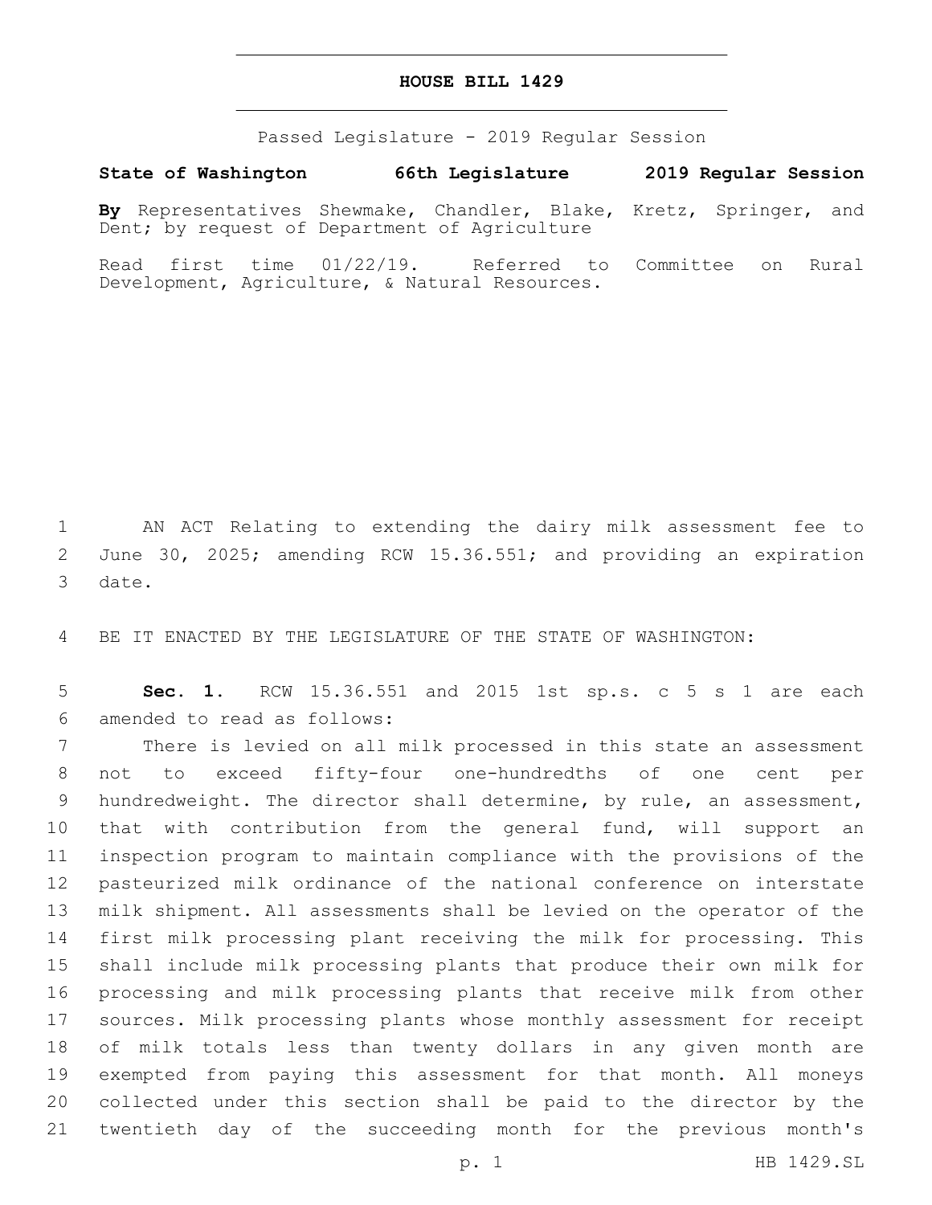# HOUSE BILL 1429

Passed Legislature - 2019 Regular Session

**State of Washington 66th Legislature 2019 Regular Session**

**By** Representatives Shewmake, Chandler, Blake, Kretz, Springer, and Dent; by request of Department of Agriculture

Read first time 01/22/19. Referred to Committee on Rural Development, Agriculture, & Natural Resources.

1 AN ACT Relating to extending the dairy milk assessment fee to
2 June 30, 2025; amending RCW 15.36.551; and providing an expiration
3 date.

4 BE IT ENACTED BY THE LEGISLATURE OF THE STATE OF WASHINGTON:

5 **Sec. 1.** RCW 15.36.551 and 2015 1st sp.s. c 5 s 1 are each
6 amended to read as follows:

7 There is levied on all milk processed in this state an assessment
8 not to exceed fifty-four one-hundredths of one cent per
9 hundredweight. The director shall determine, by rule, an assessment,
10 that with contribution from the general fund, will support an
11 inspection program to maintain compliance with the provisions of the
12 pasteurized milk ordinance of the national conference on interstate
13 milk shipment. All assessments shall be levied on the operator of the
14 first milk processing plant receiving the milk for processing. This
15 shall include milk processing plants that produce their own milk for
16 processing and milk processing plants that receive milk from other
17 sources. Milk processing plants whose monthly assessment for receipt
18 of milk totals less than twenty dollars in any given month are
19 exempted from paying this assessment for that month. All moneys
20 collected under this section shall be paid to the director by the
21 twentieth day of the succeeding month for the previous month's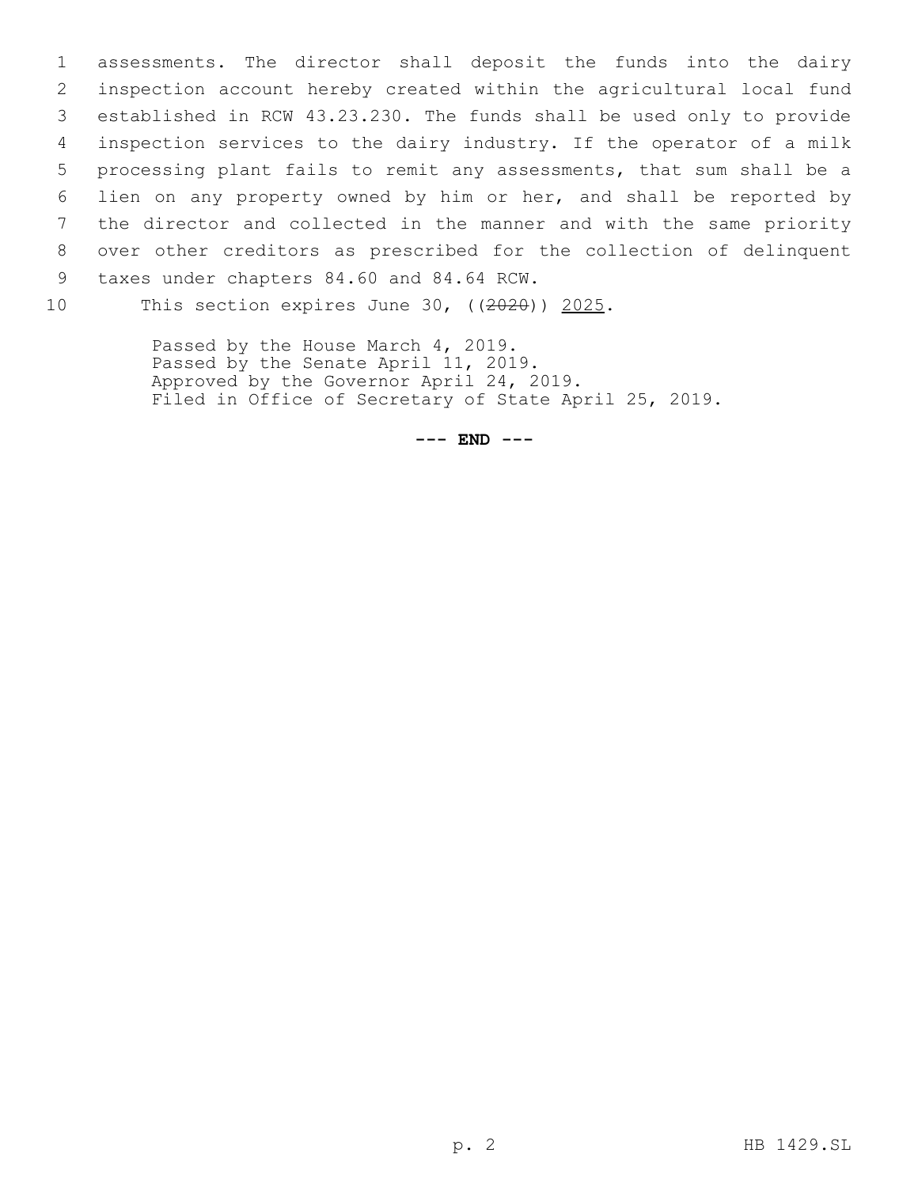assessments. The director shall deposit the funds into the dairy inspection account hereby created within the agricultural local fund established in RCW 43.23.230. The funds shall be used only to provide inspection services to the dairy industry. If the operator of a milk processing plant fails to remit any assessments, that sum shall be a lien on any property owned by him or her, and shall be reported by the director and collected in the manner and with the same priority over other creditors as prescribed for the collection of delinquent taxes under chapters 84.60 and 84.64 RCW.

This section expires June 30, ((~~2020~~)) <u>2025</u>.

Passed by the House March 4, 2019.
Passed by the Senate April 11, 2019.
Approved by the Governor April 24, 2019.
Filed in Office of Secretary of State April 25, 2019.

**--- END ---**